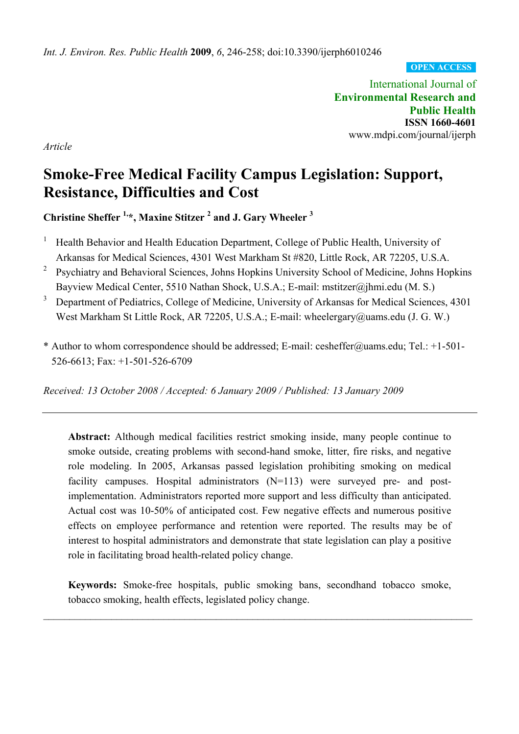OPEN ACCESS

International Journal of **Environmental Research and Public Health**
**ISSN 1660-4601**
www.mdpi.com/journal/ijerph

*Article*

# Smoke-Free Medical Facility Campus Legislation: Support, Resistance, Difficulties and Cost

**Christine Sheffer [1,*], Maxine Stitzer [2] and J. Gary Wheeler [3]**

[1] Health Behavior and Health Education Department, College of Public Health, University of Arkansas for Medical Sciences, 4301 West Markham St #820, Little Rock, AR 72205, U.S.A.

[2] Psychiatry and Behavioral Sciences, Johns Hopkins University School of Medicine, Johns Hopkins Bayview Medical Center, 5510 Nathan Shock, U.S.A.; E-mail: mstitzer@jhmi.edu (M. S.)

[3] Department of Pediatrics, College of Medicine, University of Arkansas for Medical Sciences, 4301 West Markham St Little Rock, AR 72205, U.S.A.; E-mail: wheelergary@uams.edu (J. G. W.)

\* Author to whom correspondence should be addressed; E-mail: cesheffer@uams.edu; Tel.: +1-501-526-6613; Fax: +1-501-526-6709

*Received: 13 October 2008 / Accepted: 6 January 2009 / Published: 13 January 2009*

---

**Abstract:** Although medical facilities restrict smoking inside, many people continue to smoke outside, creating problems with second-hand smoke, litter, fire risks, and negative role modeling. In 2005, Arkansas passed legislation prohibiting smoking on medical facility campuses. Hospital administrators (N=113) were surveyed pre- and post-implementation. Administrators reported more support and less difficulty than anticipated. Actual cost was 10-50% of anticipated cost. Few negative effects and numerous positive effects on employee performance and retention were reported. The results may be of interest to hospital administrators and demonstrate that state legislation can play a positive role in facilitating broad health-related policy change.

**Keywords:** Smoke-free hospitals, public smoking bans, secondhand tobacco smoke, tobacco smoking, health effects, legislated policy change.

---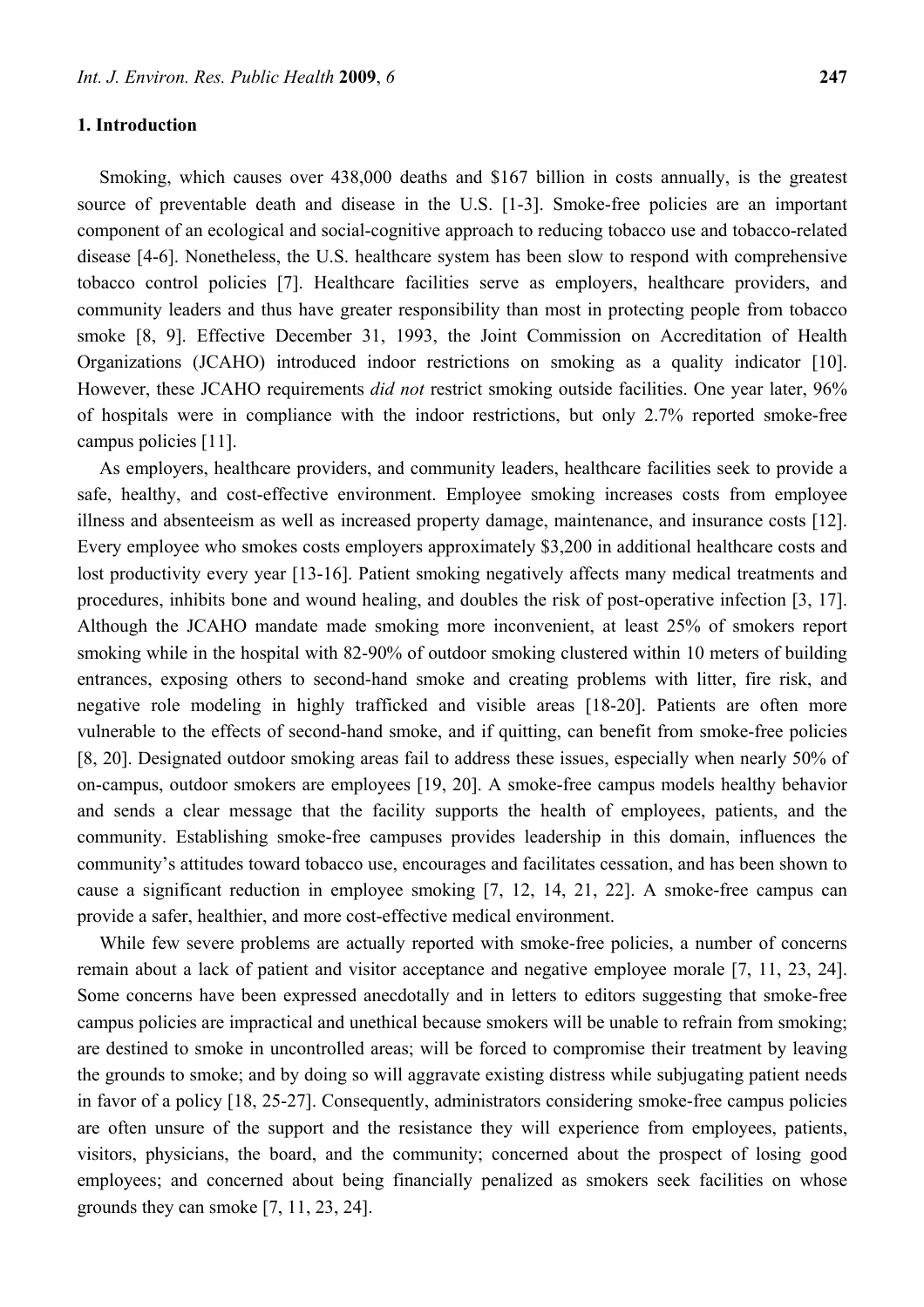## 1. Introduction

Smoking, which causes over 438,000 deaths and $167 billion in costs annually, is the greatest source of preventable death and disease in the U.S. [1-3]. Smoke-free policies are an important component of an ecological and social-cognitive approach to reducing tobacco use and tobacco-related disease [4-6]. Nonetheless, the U.S. healthcare system has been slow to respond with comprehensive tobacco control policies [7]. Healthcare facilities serve as employers, healthcare providers, and community leaders and thus have greater responsibility than most in protecting people from tobacco smoke [8, 9]. Effective December 31, 1993, the Joint Commission on Accreditation of Health Organizations (JCAHO) introduced indoor restrictions on smoking as a quality indicator [10]. However, these JCAHO requirements *did not* restrict smoking outside facilities. One year later, 96% of hospitals were in compliance with the indoor restrictions, but only 2.7% reported smoke-free campus policies [11].

As employers, healthcare providers, and community leaders, healthcare facilities seek to provide a safe, healthy, and cost-effective environment. Employee smoking increases costs from employee illness and absenteeism as well as increased property damage, maintenance, and insurance costs [12]. Every employee who smokes costs employers approximately $3,200 in additional healthcare costs and lost productivity every year [13-16]. Patient smoking negatively affects many medical treatments and procedures, inhibits bone and wound healing, and doubles the risk of post-operative infection [3, 17]. Although the JCAHO mandate made smoking more inconvenient, at least 25% of smokers report smoking while in the hospital with 82-90% of outdoor smoking clustered within 10 meters of building entrances, exposing others to second-hand smoke and creating problems with litter, fire risk, and negative role modeling in highly trafficked and visible areas [18-20]. Patients are often more vulnerable to the effects of second-hand smoke, and if quitting, can benefit from smoke-free policies [8, 20]. Designated outdoor smoking areas fail to address these issues, especially when nearly 50% of on-campus, outdoor smokers are employees [19, 20]. A smoke-free campus models healthy behavior and sends a clear message that the facility supports the health of employees, patients, and the community. Establishing smoke-free campuses provides leadership in this domain, influences the community's attitudes toward tobacco use, encourages and facilitates cessation, and has been shown to cause a significant reduction in employee smoking [7, 12, 14, 21, 22]. A smoke-free campus can provide a safer, healthier, and more cost-effective medical environment.

While few severe problems are actually reported with smoke-free policies, a number of concerns remain about a lack of patient and visitor acceptance and negative employee morale [7, 11, 23, 24]. Some concerns have been expressed anecdotally and in letters to editors suggesting that smoke-free campus policies are impractical and unethical because smokers will be unable to refrain from smoking; are destined to smoke in uncontrolled areas; will be forced to compromise their treatment by leaving the grounds to smoke; and by doing so will aggravate existing distress while subjugating patient needs in favor of a policy [18, 25-27]. Consequently, administrators considering smoke-free campus policies are often unsure of the support and the resistance they will experience from employees, patients, visitors, physicians, the board, and the community; concerned about the prospect of losing good employees; and concerned about being financially penalized as smokers seek facilities on whose grounds they can smoke [7, 11, 23, 24].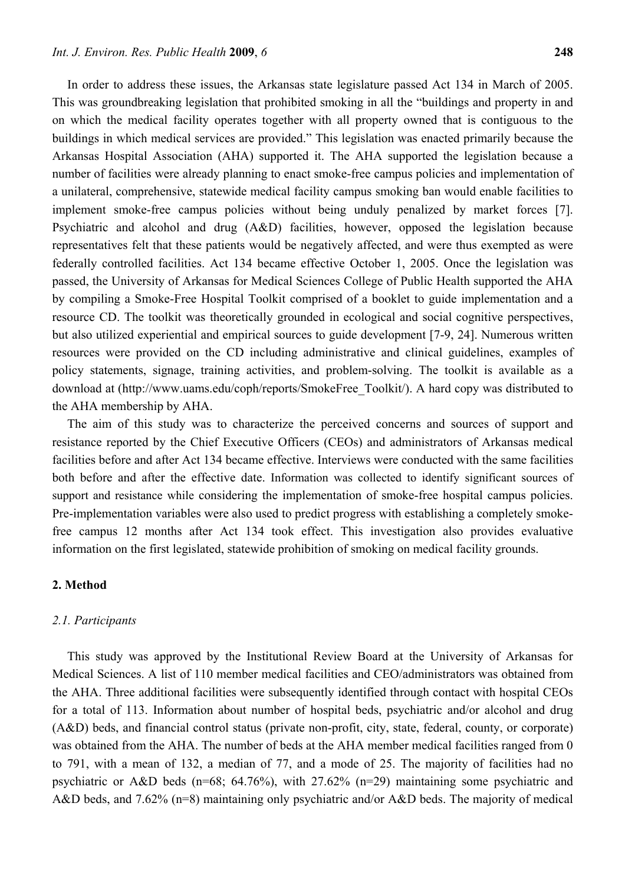In order to address these issues, the Arkansas state legislature passed Act 134 in March of 2005. This was groundbreaking legislation that prohibited smoking in all the "buildings and property in and on which the medical facility operates together with all property owned that is contiguous to the buildings in which medical services are provided." This legislation was enacted primarily because the Arkansas Hospital Association (AHA) supported it. The AHA supported the legislation because a number of facilities were already planning to enact smoke-free campus policies and implementation of a unilateral, comprehensive, statewide medical facility campus smoking ban would enable facilities to implement smoke-free campus policies without being unduly penalized by market forces [7]. Psychiatric and alcohol and drug (A&D) facilities, however, opposed the legislation because representatives felt that these patients would be negatively affected, and were thus exempted as were federally controlled facilities. Act 134 became effective October 1, 2005. Once the legislation was passed, the University of Arkansas for Medical Sciences College of Public Health supported the AHA by compiling a Smoke-Free Hospital Toolkit comprised of a booklet to guide implementation and a resource CD. The toolkit was theoretically grounded in ecological and social cognitive perspectives, but also utilized experiential and empirical sources to guide development [7-9, 24]. Numerous written resources were provided on the CD including administrative and clinical guidelines, examples of policy statements, signage, training activities, and problem-solving. The toolkit is available as a download at (http://www.uams.edu/coph/reports/SmokeFree_Toolkit/). A hard copy was distributed to the AHA membership by AHA.

The aim of this study was to characterize the perceived concerns and sources of support and resistance reported by the Chief Executive Officers (CEOs) and administrators of Arkansas medical facilities before and after Act 134 became effective. Interviews were conducted with the same facilities both before and after the effective date. Information was collected to identify significant sources of support and resistance while considering the implementation of smoke-free hospital campus policies. Pre-implementation variables were also used to predict progress with establishing a completely smoke-free campus 12 months after Act 134 took effect. This investigation also provides evaluative information on the first legislated, statewide prohibition of smoking on medical facility grounds.

## 2. Method

### *2.1. Participants*

This study was approved by the Institutional Review Board at the University of Arkansas for Medical Sciences. A list of 110 member medical facilities and CEO/administrators was obtained from the AHA. Three additional facilities were subsequently identified through contact with hospital CEOs for a total of 113. Information about number of hospital beds, psychiatric and/or alcohol and drug (A&D) beds, and financial control status (private non-profit, city, state, federal, county, or corporate) was obtained from the AHA. The number of beds at the AHA member medical facilities ranged from 0 to 791, with a mean of 132, a median of 77, and a mode of 25. The majority of facilities had no psychiatric or A&D beds (n=68; 64.76%), with 27.62% (n=29) maintaining some psychiatric and A&D beds, and 7.62% (n=8) maintaining only psychiatric and/or A&D beds. The majority of medical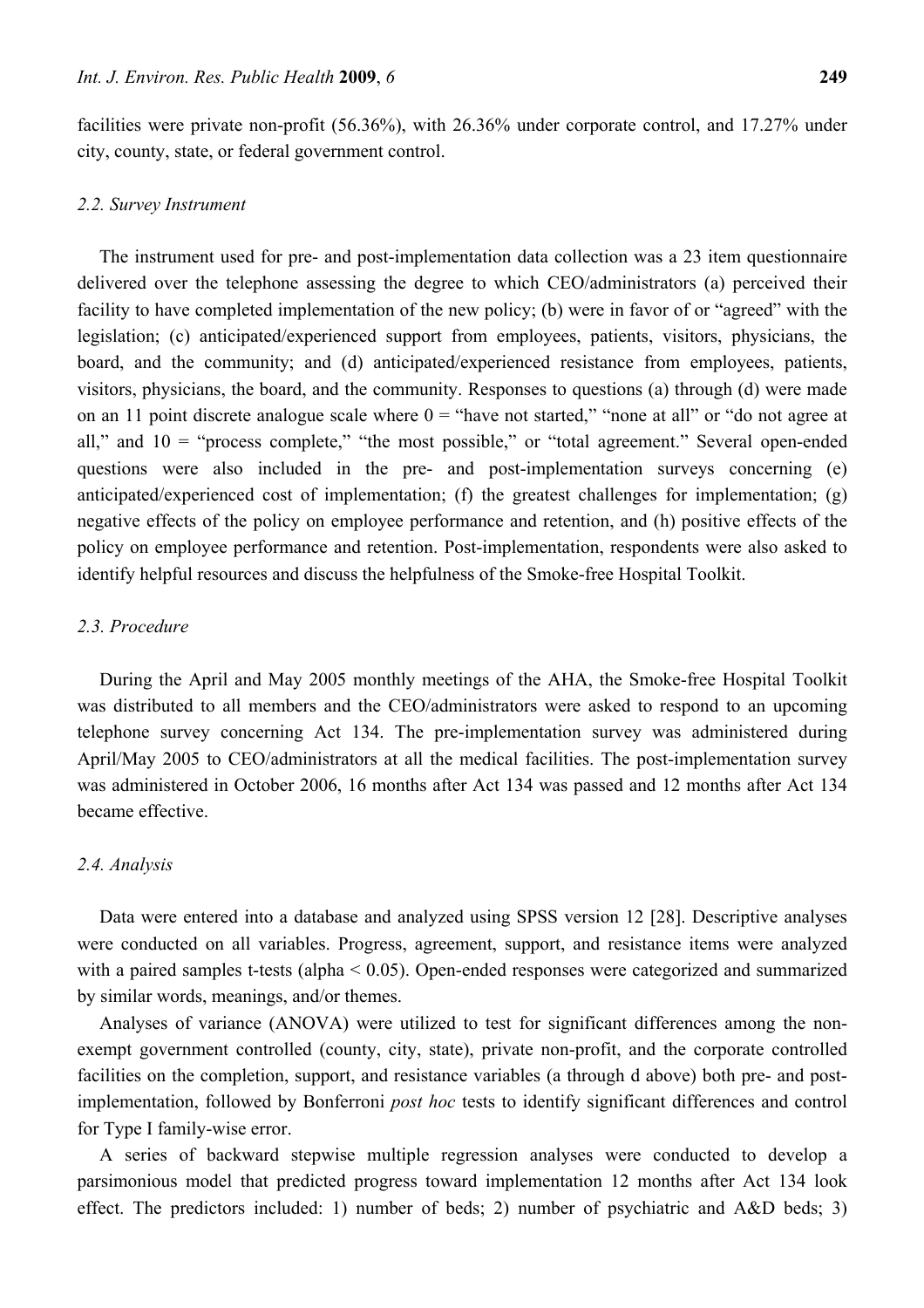facilities were private non-profit (56.36%), with 26.36% under corporate control, and 17.27% under city, county, state, or federal government control.

### *2.2. Survey Instrument*

The instrument used for pre- and post-implementation data collection was a 23 item questionnaire delivered over the telephone assessing the degree to which CEO/administrators (a) perceived their facility to have completed implementation of the new policy; (b) were in favor of or "agreed" with the legislation; (c) anticipated/experienced support from employees, patients, visitors, physicians, the board, and the community; and (d) anticipated/experienced resistance from employees, patients, visitors, physicians, the board, and the community. Responses to questions (a) through (d) were made on an 11 point discrete analogue scale where 0 = "have not started," "none at all" or "do not agree at all," and 10 = "process complete," "the most possible," or "total agreement." Several open-ended questions were also included in the pre- and post-implementation surveys concerning (e) anticipated/experienced cost of implementation; (f) the greatest challenges for implementation; (g) negative effects of the policy on employee performance and retention, and (h) positive effects of the policy on employee performance and retention. Post-implementation, respondents were also asked to identify helpful resources and discuss the helpfulness of the Smoke-free Hospital Toolkit.

### *2.3. Procedure*

During the April and May 2005 monthly meetings of the AHA, the Smoke-free Hospital Toolkit was distributed to all members and the CEO/administrators were asked to respond to an upcoming telephone survey concerning Act 134. The pre-implementation survey was administered during April/May 2005 to CEO/administrators at all the medical facilities. The post-implementation survey was administered in October 2006, 16 months after Act 134 was passed and 12 months after Act 134 became effective.

### *2.4. Analysis*

Data were entered into a database and analyzed using SPSS version 12 [28]. Descriptive analyses were conducted on all variables. Progress, agreement, support, and resistance items were analyzed with a paired samples t-tests (alpha < 0.05). Open-ended responses were categorized and summarized by similar words, meanings, and/or themes.

Analyses of variance (ANOVA) were utilized to test for significant differences among the non-exempt government controlled (county, city, state), private non-profit, and the corporate controlled facilities on the completion, support, and resistance variables (a through d above) both pre- and post-implementation, followed by Bonferroni *post hoc* tests to identify significant differences and control for Type I family-wise error.

A series of backward stepwise multiple regression analyses were conducted to develop a parsimonious model that predicted progress toward implementation 12 months after Act 134 look effect. The predictors included: 1) number of beds; 2) number of psychiatric and A&D beds; 3)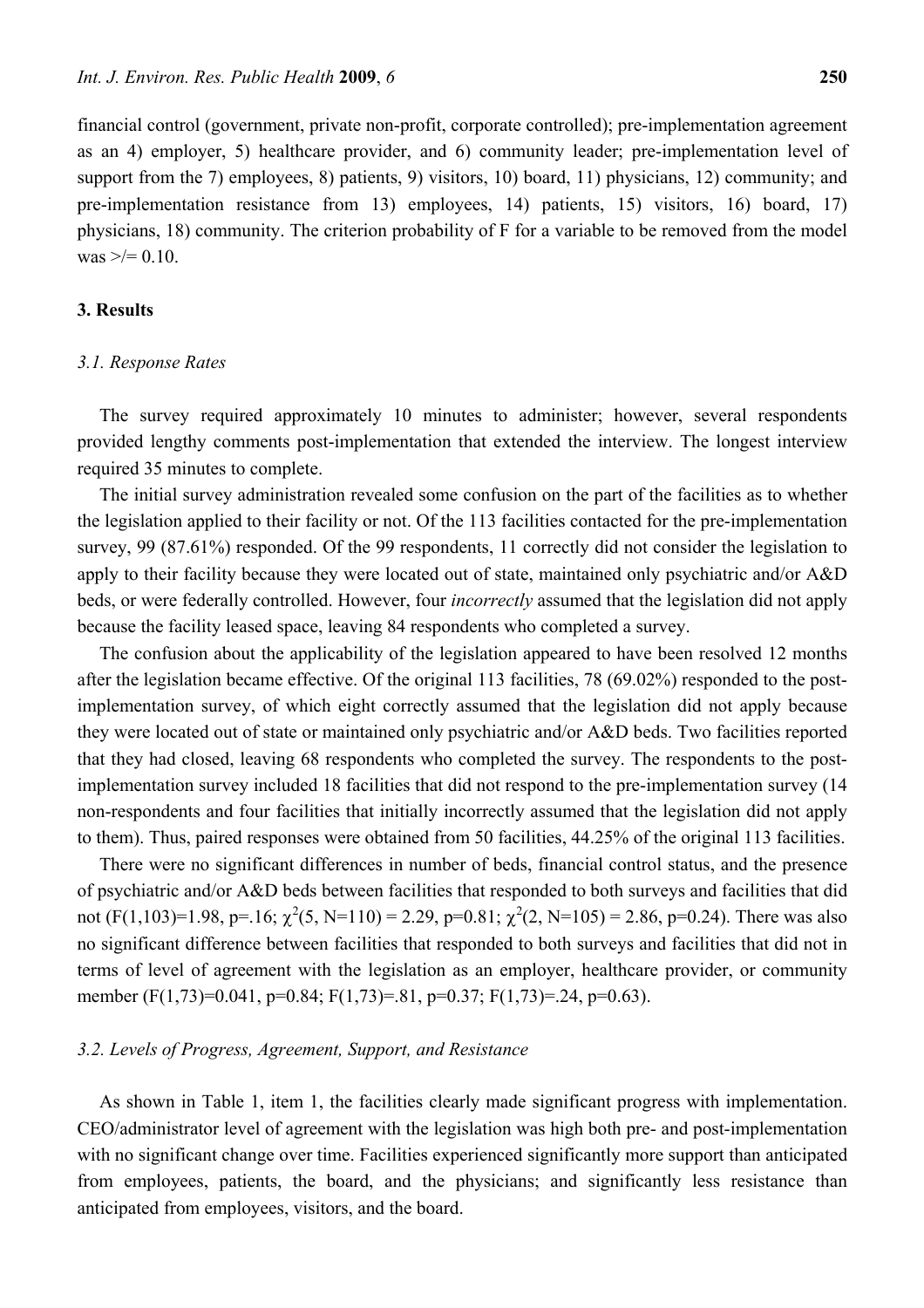financial control (government, private non-profit, corporate controlled); pre-implementation agreement as an 4) employer, 5) healthcare provider, and 6) community leader; pre-implementation level of support from the 7) employees, 8) patients, 9) visitors, 10) board, 11) physicians, 12) community; and pre-implementation resistance from 13) employees, 14) patients, 15) visitors, 16) board, 17) physicians, 18) community. The criterion probability of F for a variable to be removed from the model was >/= 0.10.

## 3. Results

### *3.1. Response Rates*

The survey required approximately 10 minutes to administer; however, several respondents provided lengthy comments post-implementation that extended the interview. The longest interview required 35 minutes to complete.

The initial survey administration revealed some confusion on the part of the facilities as to whether the legislation applied to their facility or not. Of the 113 facilities contacted for the pre-implementation survey, 99 (87.61%) responded. Of the 99 respondents, 11 correctly did not consider the legislation to apply to their facility because they were located out of state, maintained only psychiatric and/or A&D beds, or were federally controlled. However, four *incorrectly* assumed that the legislation did not apply because the facility leased space, leaving 84 respondents who completed a survey.

The confusion about the applicability of the legislation appeared to have been resolved 12 months after the legislation became effective. Of the original 113 facilities, 78 (69.02%) responded to the post-implementation survey, of which eight correctly assumed that the legislation did not apply because they were located out of state or maintained only psychiatric and/or A&D beds. Two facilities reported that they had closed, leaving 68 respondents who completed the survey. The respondents to the post-implementation survey included 18 facilities that did not respond to the pre-implementation survey (14 non-respondents and four facilities that initially incorrectly assumed that the legislation did not apply to them). Thus, paired responses were obtained from 50 facilities, 44.25% of the original 113 facilities.

There were no significant differences in number of beds, financial control status, and the presence of psychiatric and/or A&D beds between facilities that responded to both surveys and facilities that did not ($F(1,103)=1.98$, $p=.16$; $\chi^2(5, N=110) = 2.29$, $p=0.81$; $\chi^2(2, N=105) = 2.86$, $p=0.24$). There was also no significant difference between facilities that responded to both surveys and facilities that did not in terms of level of agreement with the legislation as an employer, healthcare provider, or community member ($F(1,73)=0.041$, $p=0.84$; $F(1,73)=.81$, $p=0.37$; $F(1,73)=.24$, $p=0.63$).

### *3.2. Levels of Progress, Agreement, Support, and Resistance*

As shown in Table 1, item 1, the facilities clearly made significant progress with implementation. CEO/administrator level of agreement with the legislation was high both pre- and post-implementation with no significant change over time. Facilities experienced significantly more support than anticipated from employees, patients, the board, and the physicians; and significantly less resistance than anticipated from employees, visitors, and the board.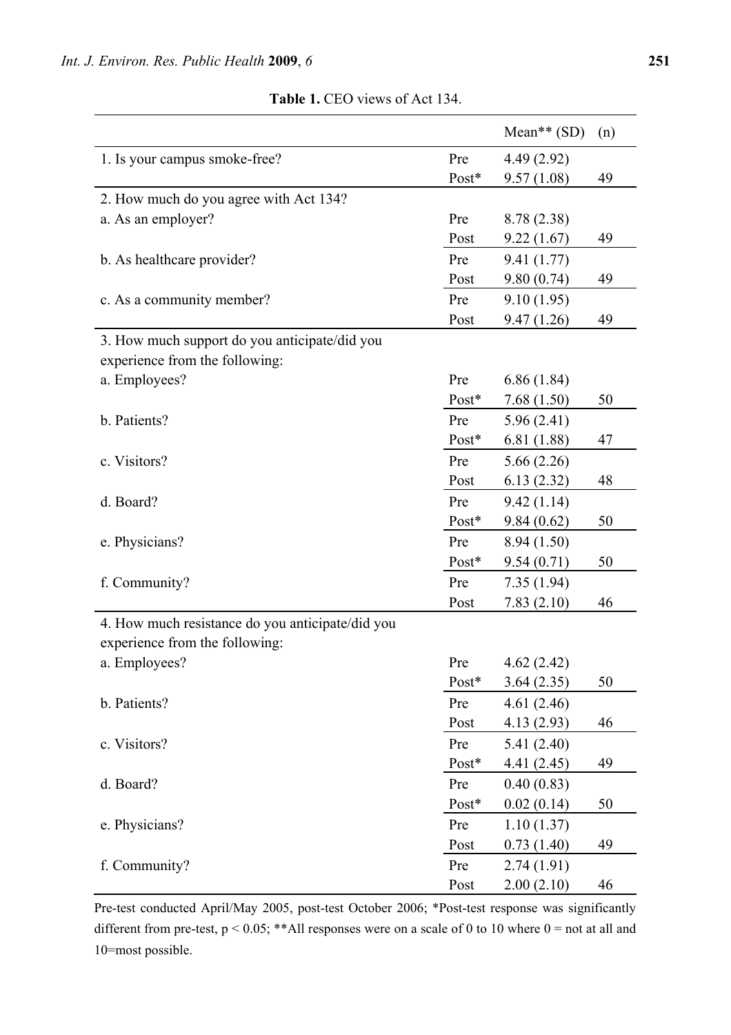**Table 1.** CEO views of Act 134.

| | | Mean** (SD) | (n) |
|---|---|---|---|
| 1. Is your campus smoke-free? | Pre | 4.49 (2.92) | |
| | Post* | 9.57 (1.08) | 49 |
| 2. How much do you agree with Act 134? | | | |
| a. As an employer? | Pre | 8.78 (2.38) | |
| | Post | 9.22 (1.67) | 49 |
| b. As healthcare provider? | Pre | 9.41 (1.77) | |
| | Post | 9.80 (0.74) | 49 |
| c. As a community member? | Pre | 9.10 (1.95) | |
| | Post | 9.47 (1.26) | 49 |
| 3. How much support do you anticipate/did you experience from the following: | | | |
| a. Employees? | Pre | 6.86 (1.84) | |
| | Post* | 7.68 (1.50) | 50 |
| b. Patients? | Pre | 5.96 (2.41) | |
| | Post* | 6.81 (1.88) | 47 |
| c. Visitors? | Pre | 5.66 (2.26) | |
| | Post | 6.13 (2.32) | 48 |
| d. Board? | Pre | 9.42 (1.14) | |
| | Post* | 9.84 (0.62) | 50 |
| e. Physicians? | Pre | 8.94 (1.50) | |
| | Post* | 9.54 (0.71) | 50 |
| f. Community? | Pre | 7.35 (1.94) | |
| | Post | 7.83 (2.10) | 46 |
| 4. How much resistance do you anticipate/did you experience from the following: | | | |
| a. Employees? | Pre | 4.62 (2.42) | |
| | Post* | 3.64 (2.35) | 50 |
| b. Patients? | Pre | 4.61 (2.46) | |
| | Post | 4.13 (2.93) | 46 |
| c. Visitors? | Pre | 5.41 (2.40) | |
| | Post* | 4.41 (2.45) | 49 |
| d. Board? | Pre | 0.40 (0.83) | |
| | Post* | 0.02 (0.14) | 50 |
| e. Physicians? | Pre | 1.10 (1.37) | |
| | Post | 0.73 (1.40) | 49 |
| f. Community? | Pre | 2.74 (1.91) | |
| | Post | 2.00 (2.10) | 46 |

Pre-test conducted April/May 2005, post-test October 2006; *Post-test response was significantly different from pre-test, $p < 0.05$; **All responses were on a scale of 0 to 10 where 0 = not at all and 10=most possible.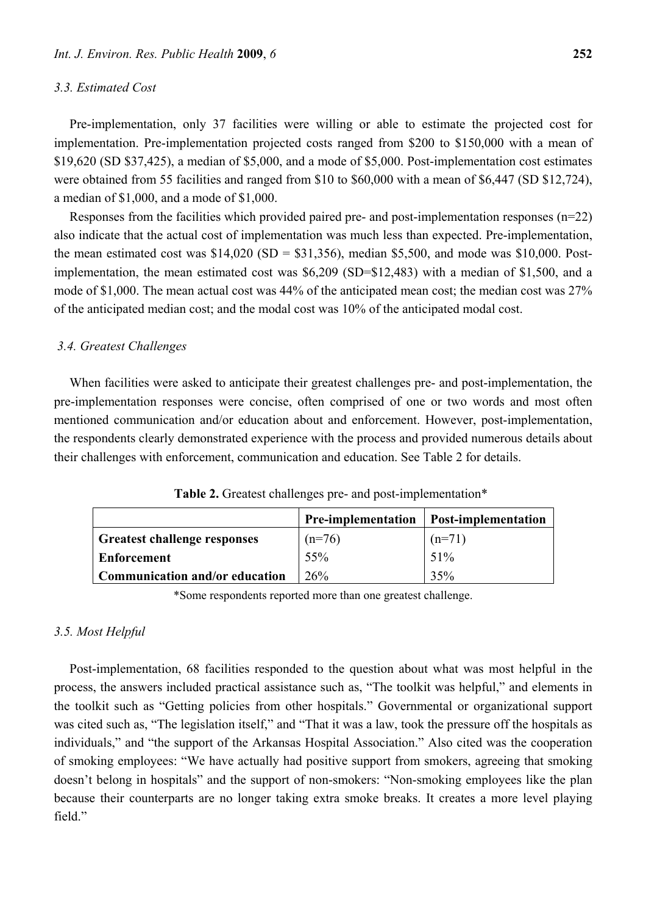### 3.3. Estimated Cost

Pre-implementation, only 37 facilities were willing or able to estimate the projected cost for implementation. Pre-implementation projected costs ranged from $200 to $150,000 with a mean of $19,620 (SD $37,425), a median of $5,000, and a mode of $5,000. Post-implementation cost estimates were obtained from 55 facilities and ranged from $10 to $60,000 with a mean of $6,447 (SD $12,724), a median of $1,000, and a mode of $1,000.

Responses from the facilities which provided paired pre- and post-implementation responses (n=22) also indicate that the actual cost of implementation was much less than expected. Pre-implementation, the mean estimated cost was $14,020 (SD = $31,356), median $5,500, and mode was $10,000. Post-implementation, the mean estimated cost was $6,209 (SD=$12,483) with a median of $1,500, and a mode of $1,000. The mean actual cost was 44% of the anticipated mean cost; the median cost was 27% of the anticipated median cost; and the modal cost was 10% of the anticipated modal cost.

### 3.4. Greatest Challenges

When facilities were asked to anticipate their greatest challenges pre- and post-implementation, the pre-implementation responses were concise, often comprised of one or two words and most often mentioned communication and/or education about and enforcement. However, post-implementation, the respondents clearly demonstrated experience with the process and provided numerous details about their challenges with enforcement, communication and education. See Table 2 for details.

**Table 2.** Greatest challenges pre- and post-implementation*

| | **Pre-implementation** | **Post-implementation** |
|---|---|---|
| **Greatest challenge responses** | (n=76) | (n=71) |
| **Enforcement** | 55% | 51% |
| **Communication and/or education** | 26% | 35% |

*Some respondents reported more than one greatest challenge.

### 3.5. Most Helpful

Post-implementation, 68 facilities responded to the question about what was most helpful in the process, the answers included practical assistance such as, "The toolkit was helpful," and elements in the toolkit such as "Getting policies from other hospitals." Governmental or organizational support was cited such as, "The legislation itself," and "That it was a law, took the pressure off the hospitals as individuals," and "the support of the Arkansas Hospital Association." Also cited was the cooperation of smoking employees: "We have actually had positive support from smokers, agreeing that smoking doesn't belong in hospitals" and the support of non-smokers: "Non-smoking employees like the plan because their counterparts are no longer taking extra smoke breaks. It creates a more level playing field."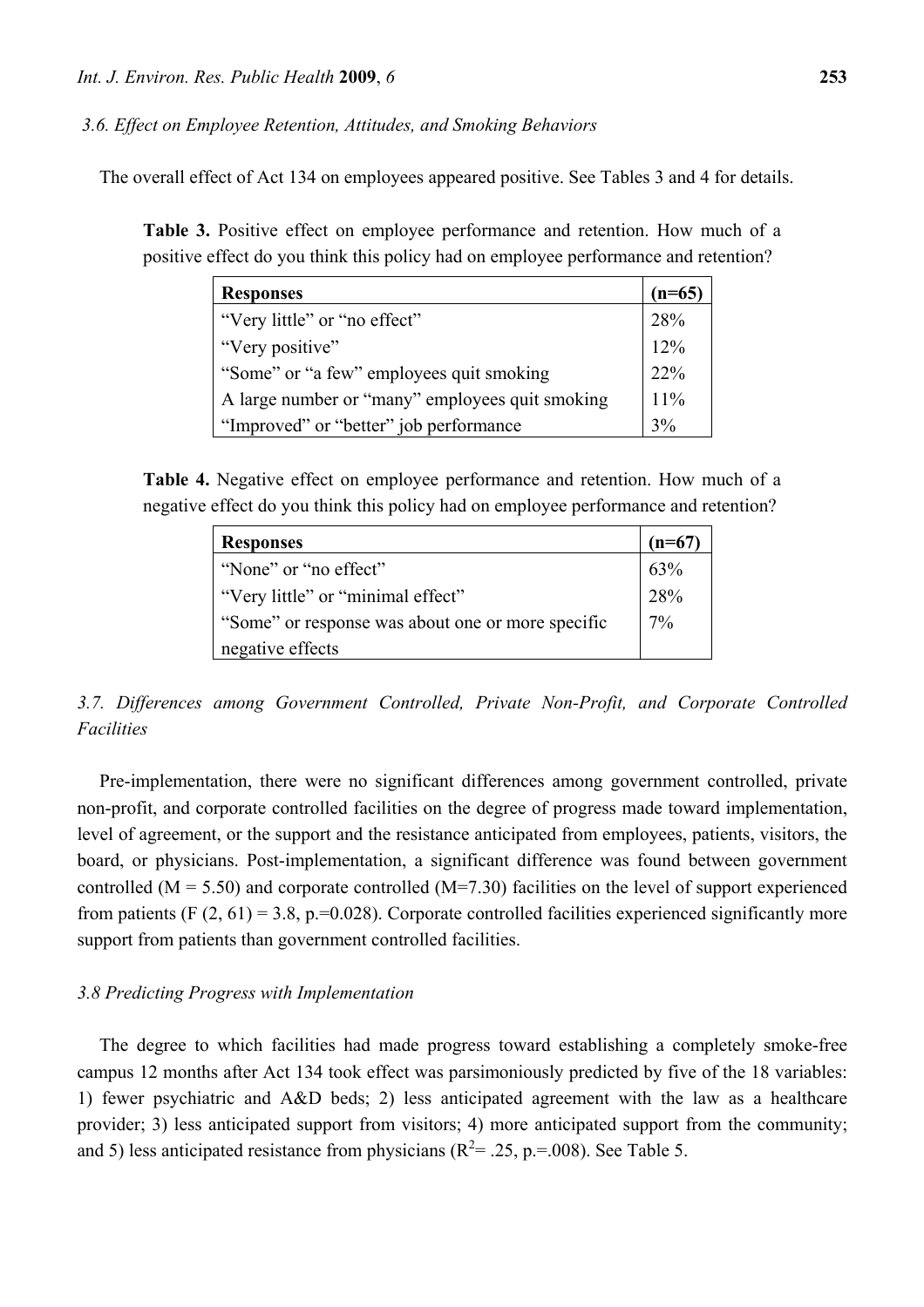### 3.6. Effect on Employee Retention, Attitudes, and Smoking Behaviors

The overall effect of Act 134 on employees appeared positive. See Tables 3 and 4 for details.

**Table 3.** Positive effect on employee performance and retention. How much of a positive effect do you think this policy had on employee performance and retention?

| Responses | (n=65) |
| --- | --- |
| "Very little" or "no effect" | 28% |
| "Very positive" | 12% |
| "Some" or "a few" employees quit smoking | 22% |
| A large number or "many" employees quit smoking | 11% |
| "Improved" or "better" job performance | 3% |

**Table 4.** Negative effect on employee performance and retention. How much of a negative effect do you think this policy had on employee performance and retention?

| Responses | (n=67) |
| --- | --- |
| "None" or "no effect" | 63% |
| "Very little" or "minimal effect" | 28% |
| "Some" or response was about one or more specific negative effects | 7% |

### 3.7. Differences among Government Controlled, Private Non-Profit, and Corporate Controlled Facilities

Pre-implementation, there were no significant differences among government controlled, private non-profit, and corporate controlled facilities on the degree of progress made toward implementation, level of agreement, or the support and the resistance anticipated from employees, patients, visitors, the board, or physicians. Post-implementation, a significant difference was found between government controlled ($M = 5.50$) and corporate controlled ($M=7.30$) facilities on the level of support experienced from patients ($F(2, 61) = 3.8$, $p.=0.028$). Corporate controlled facilities experienced significantly more support from patients than government controlled facilities.

### 3.8 Predicting Progress with Implementation

The degree to which facilities had made progress toward establishing a completely smoke-free campus 12 months after Act 134 took effect was parsimoniously predicted by five of the 18 variables: 1) fewer psychiatric and A&D beds; 2) less anticipated agreement with the law as a healthcare provider; 3) less anticipated support from visitors; 4) more anticipated support from the community; and 5) less anticipated resistance from physicians ($R^2= .25$, $p.=.008$). See Table 5.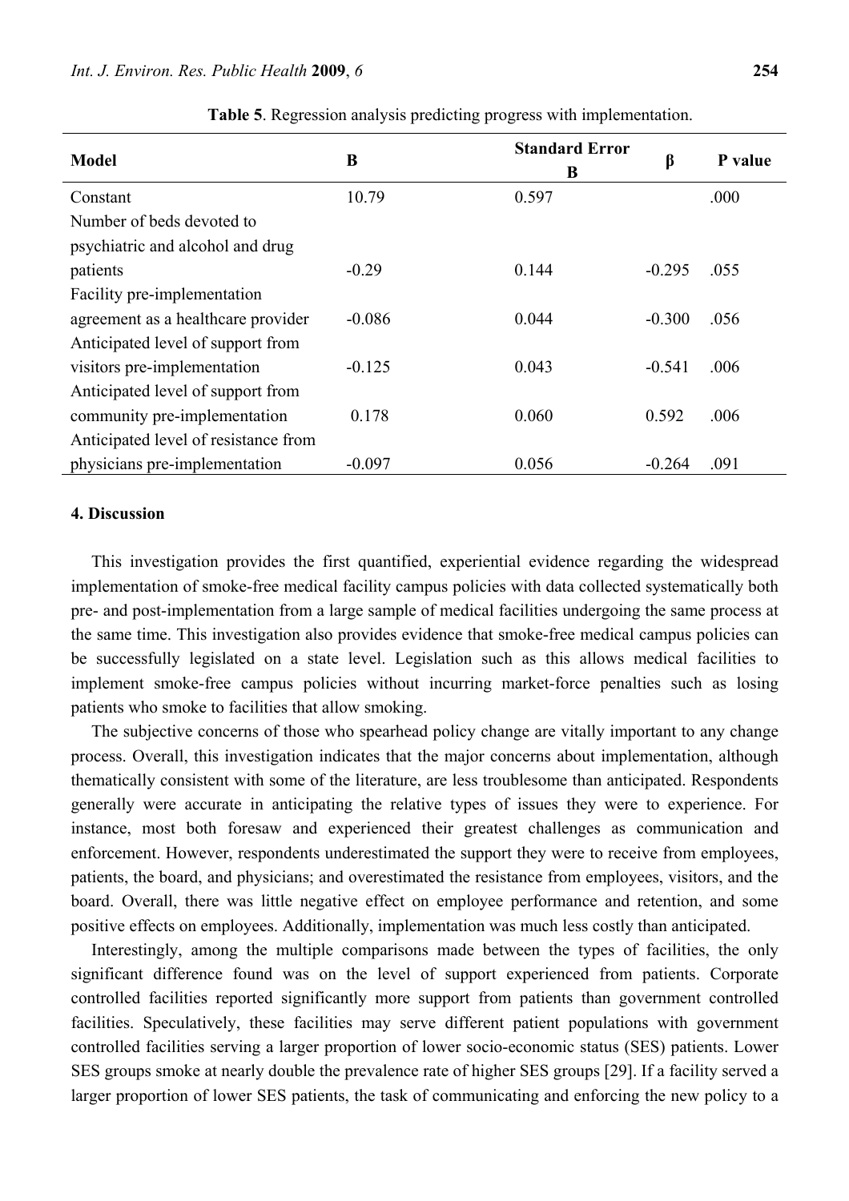**Table 5**. Regression analysis predicting progress with implementation.

| Model | B | Standard Error B | β | P value |
|---|---|---|---|---|
| Constant | 10.79 | 0.597 | | .000 |
| Number of beds devoted to psychiatric and alcohol and drug patients | -0.29 | 0.144 | -0.295 | .055 |
| Facility pre-implementation agreement as a healthcare provider | -0.086 | 0.044 | -0.300 | .056 |
| Anticipated level of support from visitors pre-implementation | -0.125 | 0.043 | -0.541 | .006 |
| Anticipated level of support from community pre-implementation | 0.178 | 0.060 | 0.592 | .006 |
| Anticipated level of resistance from physicians pre-implementation | -0.097 | 0.056 | -0.264 | .091 |

## 4. Discussion

This investigation provides the first quantified, experiential evidence regarding the widespread implementation of smoke-free medical facility campus policies with data collected systematically both pre- and post-implementation from a large sample of medical facilities undergoing the same process at the same time. This investigation also provides evidence that smoke-free medical campus policies can be successfully legislated on a state level. Legislation such as this allows medical facilities to implement smoke-free campus policies without incurring market-force penalties such as losing patients who smoke to facilities that allow smoking.

The subjective concerns of those who spearhead policy change are vitally important to any change process. Overall, this investigation indicates that the major concerns about implementation, although thematically consistent with some of the literature, are less troublesome than anticipated. Respondents generally were accurate in anticipating the relative types of issues they were to experience. For instance, most both foresaw and experienced their greatest challenges as communication and enforcement. However, respondents underestimated the support they were to receive from employees, patients, the board, and physicians; and overestimated the resistance from employees, visitors, and the board. Overall, there was little negative effect on employee performance and retention, and some positive effects on employees. Additionally, implementation was much less costly than anticipated.

Interestingly, among the multiple comparisons made between the types of facilities, the only significant difference found was on the level of support experienced from patients. Corporate controlled facilities reported significantly more support from patients than government controlled facilities. Speculatively, these facilities may serve different patient populations with government controlled facilities serving a larger proportion of lower socio-economic status (SES) patients. Lower SES groups smoke at nearly double the prevalence rate of higher SES groups [29]. If a facility served a larger proportion of lower SES patients, the task of communicating and enforcing the new policy to a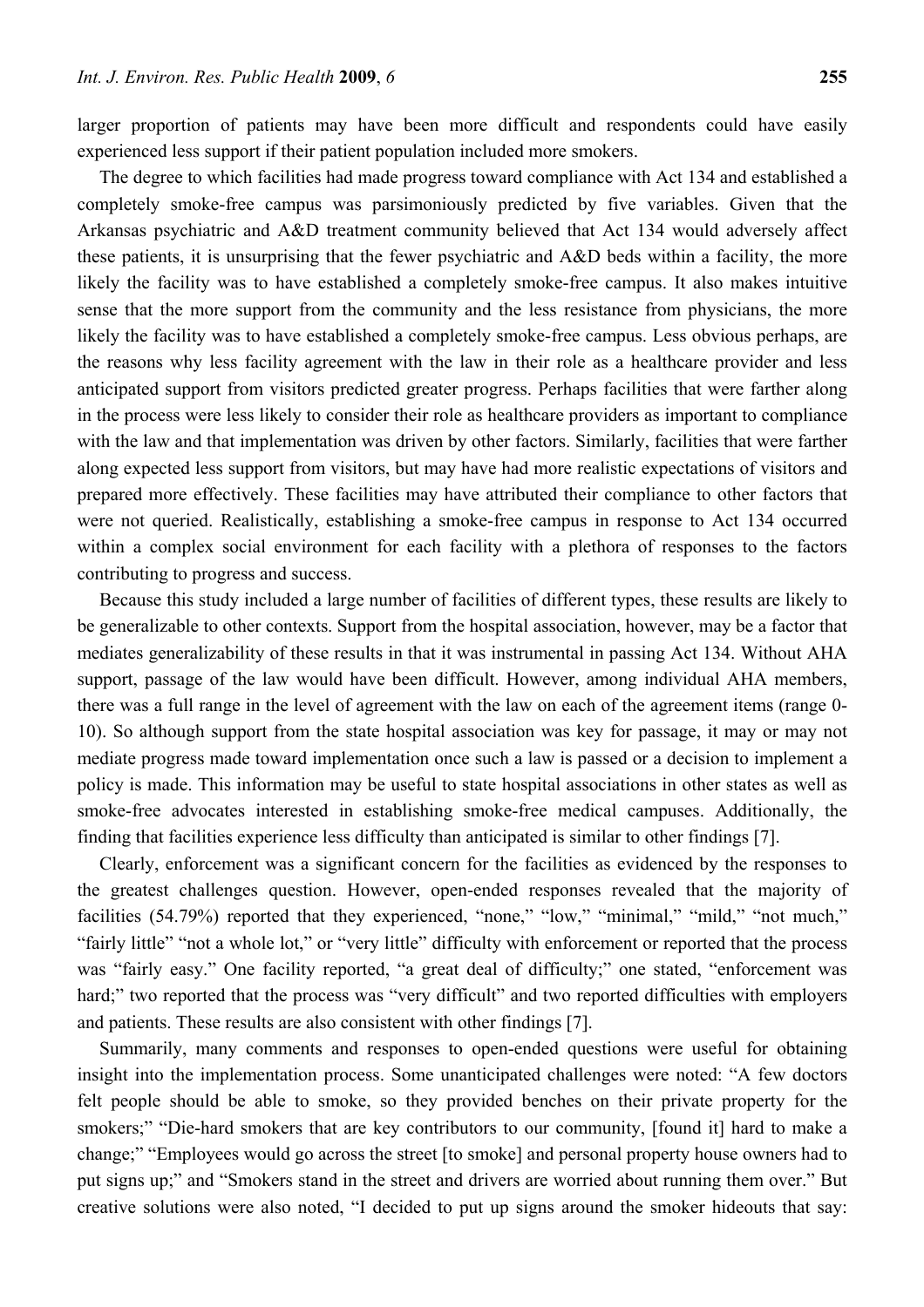larger proportion of patients may have been more difficult and respondents could have easily experienced less support if their patient population included more smokers.

The degree to which facilities had made progress toward compliance with Act 134 and established a completely smoke-free campus was parsimoniously predicted by five variables. Given that the Arkansas psychiatric and A&D treatment community believed that Act 134 would adversely affect these patients, it is unsurprising that the fewer psychiatric and A&D beds within a facility, the more likely the facility was to have established a completely smoke-free campus. It also makes intuitive sense that the more support from the community and the less resistance from physicians, the more likely the facility was to have established a completely smoke-free campus. Less obvious perhaps, are the reasons why less facility agreement with the law in their role as a healthcare provider and less anticipated support from visitors predicted greater progress. Perhaps facilities that were farther along in the process were less likely to consider their role as healthcare providers as important to compliance with the law and that implementation was driven by other factors. Similarly, facilities that were farther along expected less support from visitors, but may have had more realistic expectations of visitors and prepared more effectively. These facilities may have attributed their compliance to other factors that were not queried. Realistically, establishing a smoke-free campus in response to Act 134 occurred within a complex social environment for each facility with a plethora of responses to the factors contributing to progress and success.

Because this study included a large number of facilities of different types, these results are likely to be generalizable to other contexts. Support from the hospital association, however, may be a factor that mediates generalizability of these results in that it was instrumental in passing Act 134. Without AHA support, passage of the law would have been difficult. However, among individual AHA members, there was a full range in the level of agreement with the law on each of the agreement items (range 0-10). So although support from the state hospital association was key for passage, it may or may not mediate progress made toward implementation once such a law is passed or a decision to implement a policy is made. This information may be useful to state hospital associations in other states as well as smoke-free advocates interested in establishing smoke-free medical campuses. Additionally, the finding that facilities experience less difficulty than anticipated is similar to other findings [7].

Clearly, enforcement was a significant concern for the facilities as evidenced by the responses to the greatest challenges question. However, open-ended responses revealed that the majority of facilities (54.79%) reported that they experienced, "none," "low," "minimal," "mild," "not much," "fairly little" "not a whole lot," or "very little" difficulty with enforcement or reported that the process was "fairly easy." One facility reported, "a great deal of difficulty;" one stated, "enforcement was hard;" two reported that the process was "very difficult" and two reported difficulties with employers and patients. These results are also consistent with other findings [7].

Summarily, many comments and responses to open-ended questions were useful for obtaining insight into the implementation process. Some unanticipated challenges were noted: "A few doctors felt people should be able to smoke, so they provided benches on their private property for the smokers;" "Die-hard smokers that are key contributors to our community, [found it] hard to make a change;" "Employees would go across the street [to smoke] and personal property house owners had to put signs up;" and "Smokers stand in the street and drivers are worried about running them over." But creative solutions were also noted, "I decided to put up signs around the smoker hideouts that say: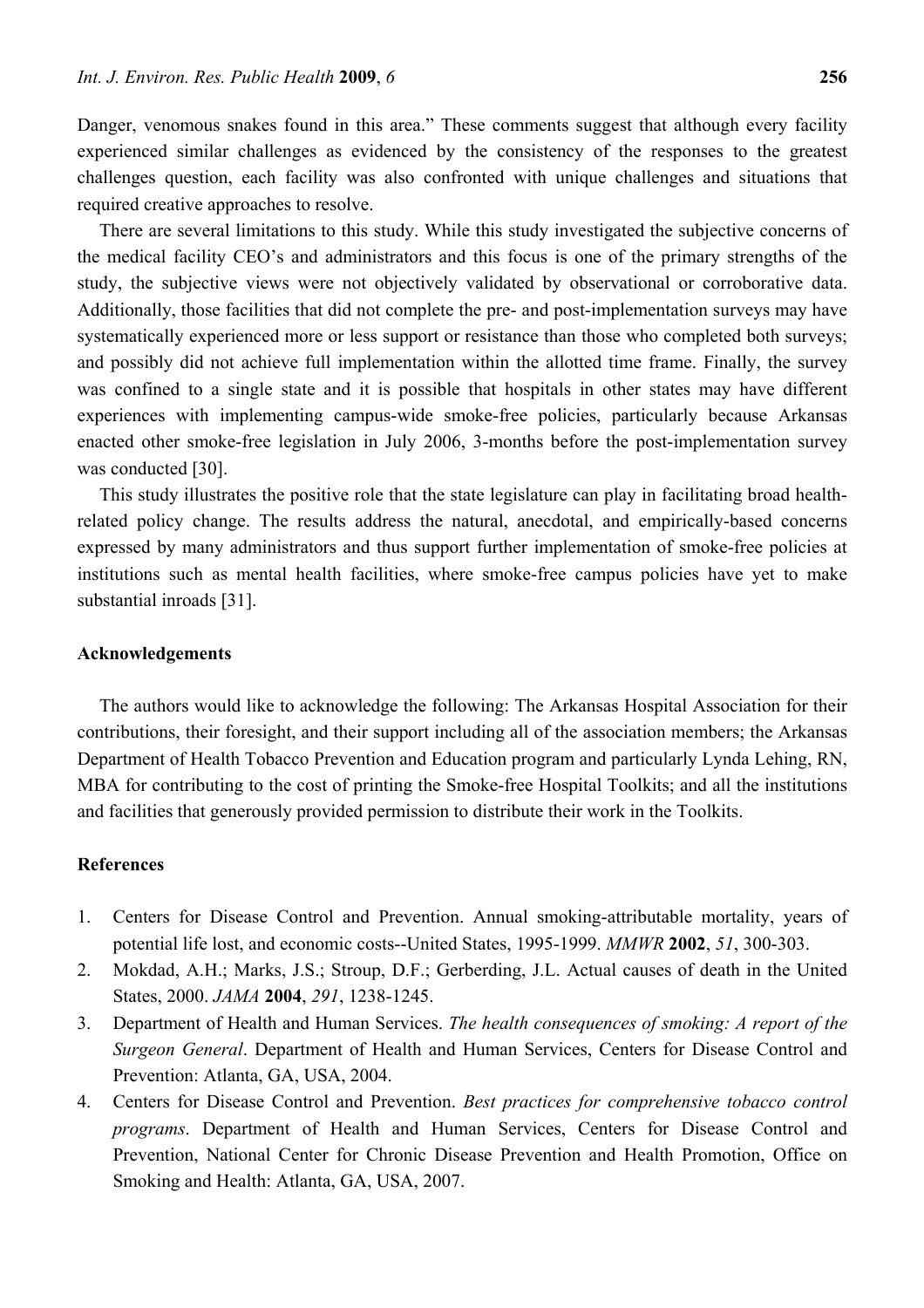Danger, venomous snakes found in this area." These comments suggest that although every facility experienced similar challenges as evidenced by the consistency of the responses to the greatest challenges question, each facility was also confronted with unique challenges and situations that required creative approaches to resolve.

There are several limitations to this study. While this study investigated the subjective concerns of the medical facility CEO's and administrators and this focus is one of the primary strengths of the study, the subjective views were not objectively validated by observational or corroborative data. Additionally, those facilities that did not complete the pre- and post-implementation surveys may have systematically experienced more or less support or resistance than those who completed both surveys; and possibly did not achieve full implementation within the allotted time frame. Finally, the survey was confined to a single state and it is possible that hospitals in other states may have different experiences with implementing campus-wide smoke-free policies, particularly because Arkansas enacted other smoke-free legislation in July 2006, 3-months before the post-implementation survey was conducted [30].

This study illustrates the positive role that the state legislature can play in facilitating broad health-related policy change. The results address the natural, anecdotal, and empirically-based concerns expressed by many administrators and thus support further implementation of smoke-free policies at institutions such as mental health facilities, where smoke-free campus policies have yet to make substantial inroads [31].

## Acknowledgements

The authors would like to acknowledge the following: The Arkansas Hospital Association for their contributions, their foresight, and their support including all of the association members; the Arkansas Department of Health Tobacco Prevention and Education program and particularly Lynda Lehing, RN, MBA for contributing to the cost of printing the Smoke-free Hospital Toolkits; and all the institutions and facilities that generously provided permission to distribute their work in the Toolkits.

## References

1. Centers for Disease Control and Prevention. Annual smoking-attributable mortality, years of potential life lost, and economic costs--United States, 1995-1999. *MMWR* **2002**, *51*, 300-303.
2. Mokdad, A.H.; Marks, J.S.; Stroup, D.F.; Gerberding, J.L. Actual causes of death in the United States, 2000. *JAMA* **2004**, *291*, 1238-1245.
3. Department of Health and Human Services. *The health consequences of smoking: A report of the Surgeon General*. Department of Health and Human Services, Centers for Disease Control and Prevention: Atlanta, GA, USA, 2004.
4. Centers for Disease Control and Prevention. *Best practices for comprehensive tobacco control programs*. Department of Health and Human Services, Centers for Disease Control and Prevention, National Center for Chronic Disease Prevention and Health Promotion, Office on Smoking and Health: Atlanta, GA, USA, 2007.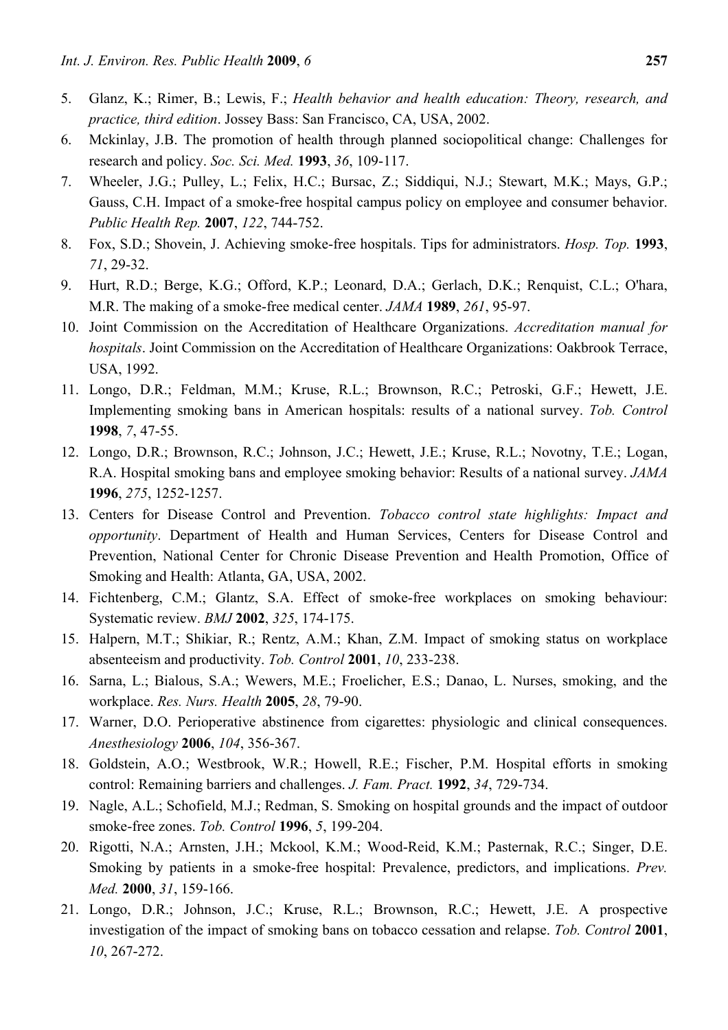5. Glanz, K.; Rimer, B.; Lewis, F.; *Health behavior and health education: Theory, research, and practice, third edition*. Jossey Bass: San Francisco, CA, USA, 2002.
6. Mckinlay, J.B. The promotion of health through planned sociopolitical change: Challenges for research and policy. *Soc. Sci. Med.* **1993**, *36*, 109-117.
7. Wheeler, J.G.; Pulley, L.; Felix, H.C.; Bursac, Z.; Siddiqui, N.J.; Stewart, M.K.; Mays, G.P.; Gauss, C.H. Impact of a smoke-free hospital campus policy on employee and consumer behavior. *Public Health Rep.* **2007**, *122*, 744-752.
8. Fox, S.D.; Shovein, J. Achieving smoke-free hospitals. Tips for administrators. *Hosp. Top.* **1993**, *71*, 29-32.
9. Hurt, R.D.; Berge, K.G.; Offord, K.P.; Leonard, D.A.; Gerlach, D.K.; Renquist, C.L.; O'hara, M.R. The making of a smoke-free medical center. *JAMA* **1989**, *261*, 95-97.
10. Joint Commission on the Accreditation of Healthcare Organizations. *Accreditation manual for hospitals*. Joint Commission on the Accreditation of Healthcare Organizations: Oakbrook Terrace, USA, 1992.
11. Longo, D.R.; Feldman, M.M.; Kruse, R.L.; Brownson, R.C.; Petroski, G.F.; Hewett, J.E. Implementing smoking bans in American hospitals: results of a national survey. *Tob. Control* **1998**, *7*, 47-55.
12. Longo, D.R.; Brownson, R.C.; Johnson, J.C.; Hewett, J.E.; Kruse, R.L.; Novotny, T.E.; Logan, R.A. Hospital smoking bans and employee smoking behavior: Results of a national survey. *JAMA* **1996**, *275*, 1252-1257.
13. Centers for Disease Control and Prevention. *Tobacco control state highlights: Impact and opportunity*. Department of Health and Human Services, Centers for Disease Control and Prevention, National Center for Chronic Disease Prevention and Health Promotion, Office of Smoking and Health: Atlanta, GA, USA, 2002.
14. Fichtenberg, C.M.; Glantz, S.A. Effect of smoke-free workplaces on smoking behaviour: Systematic review. *BMJ* **2002**, *325*, 174-175.
15. Halpern, M.T.; Shikiar, R.; Rentz, A.M.; Khan, Z.M. Impact of smoking status on workplace absenteeism and productivity. *Tob. Control* **2001**, *10*, 233-238.
16. Sarna, L.; Bialous, S.A.; Wewers, M.E.; Froelicher, E.S.; Danao, L. Nurses, smoking, and the workplace. *Res. Nurs. Health* **2005**, *28*, 79-90.
17. Warner, D.O. Perioperative abstinence from cigarettes: physiologic and clinical consequences. *Anesthesiology* **2006**, *104*, 356-367.
18. Goldstein, A.O.; Westbrook, W.R.; Howell, R.E.; Fischer, P.M. Hospital efforts in smoking control: Remaining barriers and challenges. *J. Fam. Pract.* **1992**, *34*, 729-734.
19. Nagle, A.L.; Schofield, M.J.; Redman, S. Smoking on hospital grounds and the impact of outdoor smoke-free zones. *Tob. Control* **1996**, *5*, 199-204.
20. Rigotti, N.A.; Arnsten, J.H.; Mckool, K.M.; Wood-Reid, K.M.; Pasternak, R.C.; Singer, D.E. Smoking by patients in a smoke-free hospital: Prevalence, predictors, and implications. *Prev. Med.* **2000**, *31*, 159-166.
21. Longo, D.R.; Johnson, J.C.; Kruse, R.L.; Brownson, R.C.; Hewett, J.E. A prospective investigation of the impact of smoking bans on tobacco cessation and relapse. *Tob. Control* **2001**, *10*, 267-272.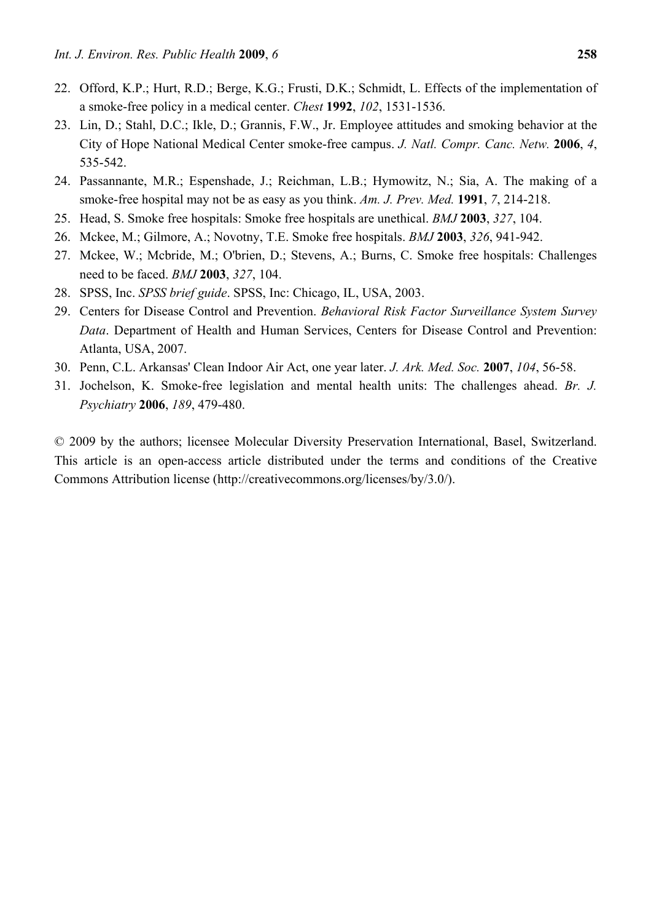22. Offord, K.P.; Hurt, R.D.; Berge, K.G.; Frusti, D.K.; Schmidt, L. Effects of the implementation of a smoke-free policy in a medical center. *Chest* **1992**, *102*, 1531-1536.
23. Lin, D.; Stahl, D.C.; Ikle, D.; Grannis, F.W., Jr. Employee attitudes and smoking behavior at the City of Hope National Medical Center smoke-free campus. *J. Natl. Compr. Canc. Netw.* **2006**, *4*, 535-542.
24. Passannante, M.R.; Espenshade, J.; Reichman, L.B.; Hymowitz, N.; Sia, A. The making of a smoke-free hospital may not be as easy as you think. *Am. J. Prev. Med.* **1991**, *7*, 214-218.
25. Head, S. Smoke free hospitals: Smoke free hospitals are unethical. *BMJ* **2003**, *327*, 104.
26. Mckee, M.; Gilmore, A.; Novotny, T.E. Smoke free hospitals. *BMJ* **2003**, *326*, 941-942.
27. Mckee, W.; Mcbride, M.; O'brien, D.; Stevens, A.; Burns, C. Smoke free hospitals: Challenges need to be faced. *BMJ* **2003**, *327*, 104.
28. SPSS, Inc. *SPSS brief guide*. SPSS, Inc: Chicago, IL, USA, 2003.
29. Centers for Disease Control and Prevention. *Behavioral Risk Factor Surveillance System Survey Data*. Department of Health and Human Services, Centers for Disease Control and Prevention: Atlanta, USA, 2007.
30. Penn, C.L. Arkansas' Clean Indoor Air Act, one year later. *J. Ark. Med. Soc.* **2007**, *104*, 56-58.
31. Jochelson, K. Smoke-free legislation and mental health units: The challenges ahead. *Br. J. Psychiatry* **2006**, *189*, 479-480.

© 2009 by the authors; licensee Molecular Diversity Preservation International, Basel, Switzerland. This article is an open-access article distributed under the terms and conditions of the Creative Commons Attribution license (http://creativecommons.org/licenses/by/3.0/).